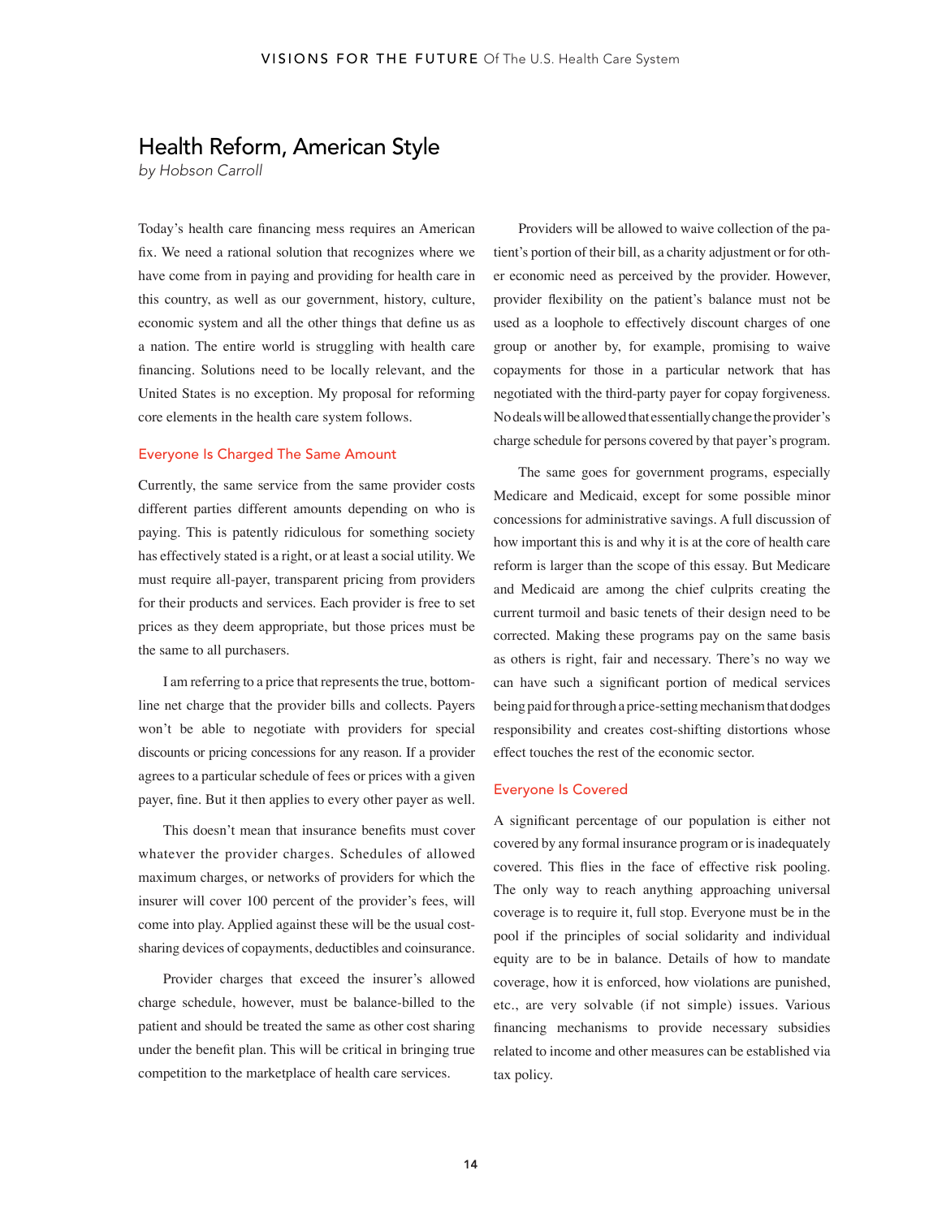# Health Reform, American Style

*by Hobson Carroll*

Today's health care financing mess requires an American fix. We need a rational solution that recognizes where we have come from in paying and providing for health care in this country, as well as our government, history, culture, economic system and all the other things that define us as a nation. The entire world is struggling with health care financing. Solutions need to be locally relevant, and the United States is no exception. My proposal for reforming core elements in the health care system follows.

## Everyone Is Charged The Same Amount

Currently, the same service from the same provider costs different parties different amounts depending on who is paying. This is patently ridiculous for something society has effectively stated is a right, or at least a social utility. We must require all-payer, transparent pricing from providers for their products and services. Each provider is free to set prices as they deem appropriate, but those prices must be the same to all purchasers.

I am referring to a price that represents the true, bottom-line net charge that the provider bills and collects. Payers won't be able to negotiate with providers for special discounts or pricing concessions for any reason. If a provider agrees to a particular schedule of fees or prices with a given payer, fine. But it then applies to every other payer as well.

This doesn't mean that insurance benefits must cover whatever the provider charges. Schedules of allowed maximum charges, or networks of providers for which the insurer will cover 100 percent of the provider's fees, will come into play. Applied against these will be the usual cost-sharing devices of copayments, deductibles and coinsurance.

Provider charges that exceed the insurer's allowed charge schedule, however, must be balance-billed to the patient and should be treated the same as other cost sharing under the benefit plan. This will be critical in bringing true competition to the marketplace of health care services.

Providers will be allowed to waive collection of the patient's portion of their bill, as a charity adjustment or for other economic need as perceived by the provider. However, provider flexibility on the patient's balance must not be used as a loophole to effectively discount charges of one group or another by, for example, promising to waive copayments for those in a particular network that has negotiated with the third-party payer for copay forgiveness. No deals will be allowed that essentially change the provider's charge schedule for persons covered by that payer's program.

The same goes for government programs, especially Medicare and Medicaid, except for some possible minor concessions for administrative savings. A full discussion of how important this is and why it is at the core of health care reform is larger than the scope of this essay. But Medicare and Medicaid are among the chief culprits creating the current turmoil and basic tenets of their design need to be corrected. Making these programs pay on the same basis as others is right, fair and necessary. There's no way we can have such a significant portion of medical services being paid for through a price-setting mechanism that dodges responsibility and creates cost-shifting distortions whose effect touches the rest of the economic sector.

## Everyone Is Covered

A significant percentage of our population is either not covered by any formal insurance program or is inadequately covered. This flies in the face of effective risk pooling. The only way to reach anything approaching universal coverage is to require it, full stop. Everyone must be in the pool if the principles of social solidarity and individual equity are to be in balance. Details of how to mandate coverage, how it is enforced, how violations are punished, etc., are very solvable (if not simple) issues. Various financing mechanisms to provide necessary subsidies related to income and other measures can be established via tax policy.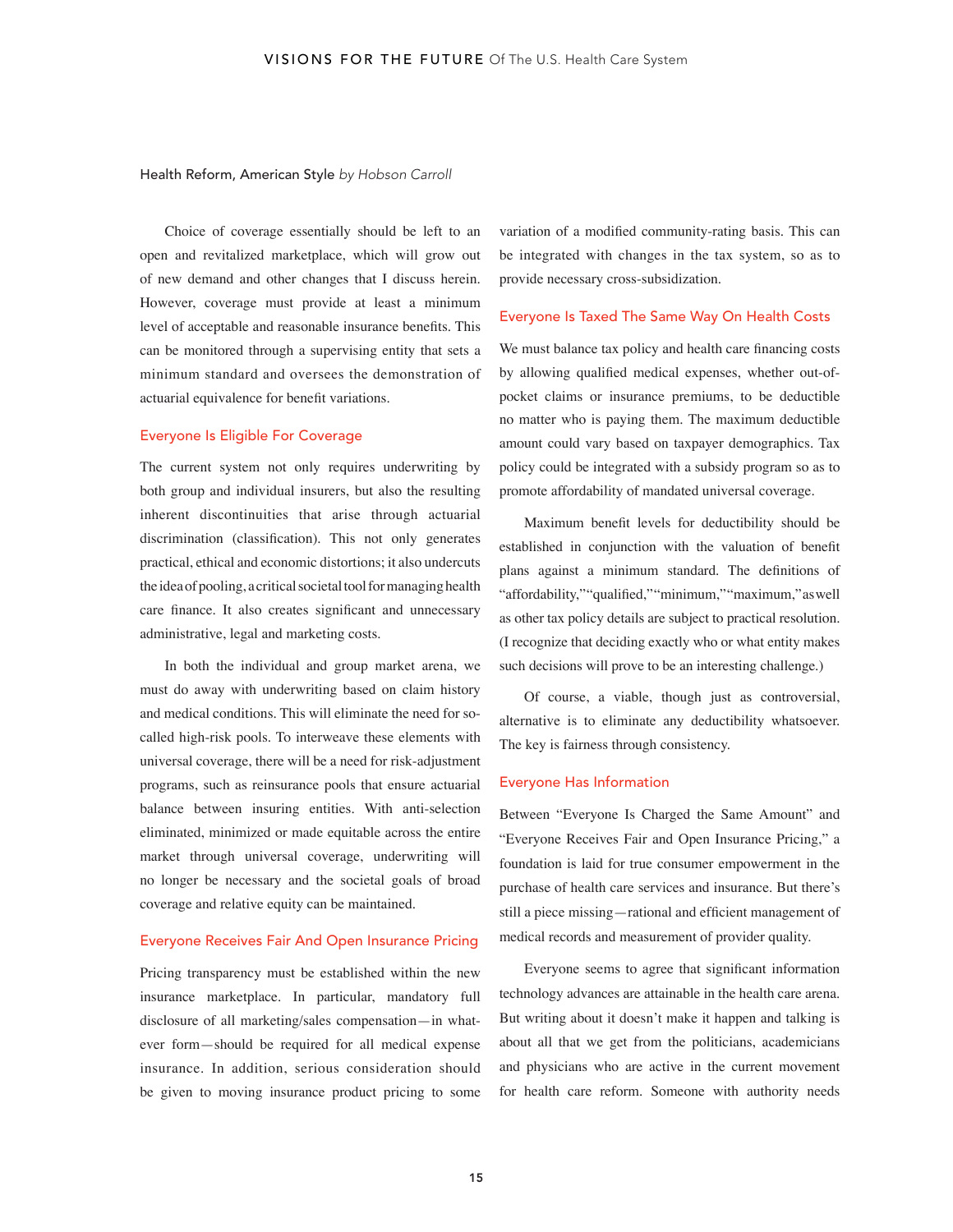Health Reform, American Style *by Hobson Carroll*

Choice of coverage essentially should be left to an open and revitalized marketplace, which will grow out of new demand and other changes that I discuss herein. However, coverage must provide at least a minimum level of acceptable and reasonable insurance benefits. This can be monitored through a supervising entity that sets a minimum standard and oversees the demonstration of actuarial equivalence for benefit variations.

## Everyone Is Eligible For Coverage

The current system not only requires underwriting by both group and individual insurers, but also the resulting inherent discontinuities that arise through actuarial discrimination (classification). This not only generates practical, ethical and economic distortions; it also undercuts the idea of pooling, a critical societal tool for managing health care finance. It also creates significant and unnecessary administrative, legal and marketing costs.

In both the individual and group market arena, we must do away with underwriting based on claim history and medical conditions. This will eliminate the need for so-called high-risk pools. To interweave these elements with universal coverage, there will be a need for risk-adjustment programs, such as reinsurance pools that ensure actuarial balance between insuring entities. With anti-selection eliminated, minimized or made equitable across the entire market through universal coverage, underwriting will no longer be necessary and the societal goals of broad coverage and relative equity can be maintained.

## Everyone Receives Fair And Open Insurance Pricing

Pricing transparency must be established within the new insurance marketplace. In particular, mandatory full disclosure of all marketing/sales compensation—in whatever form—should be required for all medical expense insurance. In addition, serious consideration should be given to moving insurance product pricing to some variation of a modified community-rating basis. This can be integrated with changes in the tax system, so as to provide necessary cross-subsidization.

## Everyone Is Taxed The Same Way On Health Costs

We must balance tax policy and health care financing costs by allowing qualified medical expenses, whether out-of-pocket claims or insurance premiums, to be deductible no matter who is paying them. The maximum deductible amount could vary based on taxpayer demographics. Tax policy could be integrated with a subsidy program so as to promote affordability of mandated universal coverage.

Maximum benefit levels for deductibility should be established in conjunction with the valuation of benefit plans against a minimum standard. The definitions of "affordability," "qualified," "minimum," "maximum," as well as other tax policy details are subject to practical resolution. (I recognize that deciding exactly who or what entity makes such decisions will prove to be an interesting challenge.)

Of course, a viable, though just as controversial, alternative is to eliminate any deductibility whatsoever. The key is fairness through consistency.

## Everyone Has Information

Between "Everyone Is Charged the Same Amount" and "Everyone Receives Fair and Open Insurance Pricing," a foundation is laid for true consumer empowerment in the purchase of health care services and insurance. But there's still a piece missing—rational and efficient management of medical records and measurement of provider quality.

Everyone seems to agree that significant information technology advances are attainable in the health care arena. But writing about it doesn't make it happen and talking is about all that we get from the politicians, academicians and physicians who are active in the current movement for health care reform. Someone with authority needs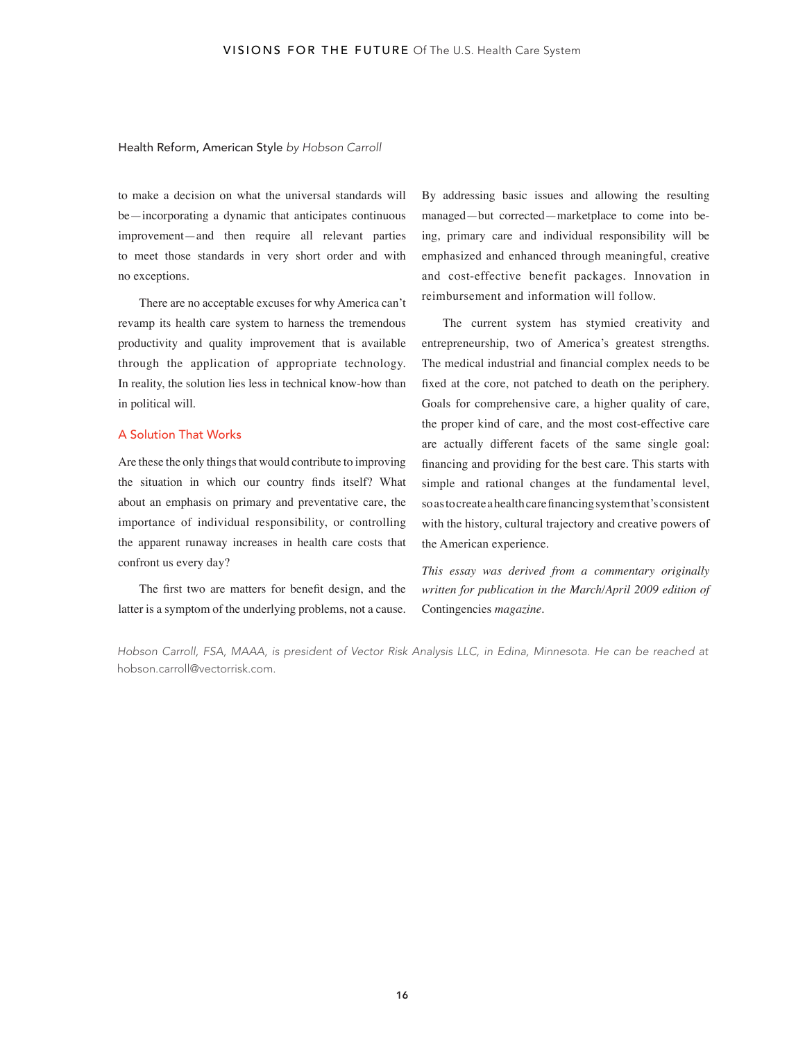to make a decision on what the universal standards will be—incorporating a dynamic that anticipates continuous improvement—and then require all relevant parties to meet those standards in very short order and with no exceptions.

There are no acceptable excuses for why America can't revamp its health care system to harness the tremendous productivity and quality improvement that is available through the application of appropriate technology. In reality, the solution lies less in technical know-how than in political will.

## A Solution That Works

Are these the only things that would contribute to improving the situation in which our country finds itself? What about an emphasis on primary and preventative care, the importance of individual responsibility, or controlling the apparent runaway increases in health care costs that confront us every day?

The first two are matters for benefit design, and the latter is a symptom of the underlying problems, not a cause. By addressing basic issues and allowing the resulting managed—but corrected—marketplace to come into being, primary care and individual responsibility will be emphasized and enhanced through meaningful, creative and cost-effective benefit packages. Innovation in reimbursement and information will follow.

The current system has stymied creativity and entrepreneurship, two of America's greatest strengths. The medical industrial and financial complex needs to be fixed at the core, not patched to death on the periphery. Goals for comprehensive care, a higher quality of care, the proper kind of care, and the most cost-effective care are actually different facets of the same single goal: financing and providing for the best care. This starts with simple and rational changes at the fundamental level, so as to create a health care financing system that's consistent with the history, cultural trajectory and creative powers of the American experience.

*This essay was derived from a commentary originally written for publication in the March/April 2009 edition of* Contingencies *magazine.*

*Hobson Carroll, FSA, MAAA, is president of Vector Risk Analysis LLC, in Edina, Minnesota. He can be reached at* hobson.carroll@vectorrisk.com.